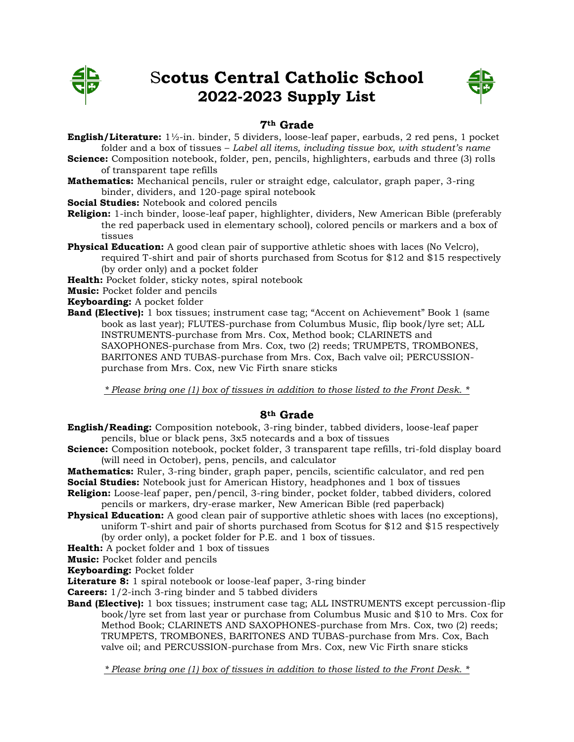# Scotus Central Catholic School
# 2022-2023 Supply List

## 7th Grade

**English/Literature:** 1½-in. binder, 5 dividers, loose-leaf paper, earbuds, 2 red pens, 1 pocket folder and a box of tissues – *Label all items, including tissue box, with student's name*

**Science:** Composition notebook, folder, pen, pencils, highlighters, earbuds and three (3) rolls of transparent tape refills

**Mathematics:** Mechanical pencils, ruler or straight edge, calculator, graph paper, 3-ring binder, dividers, and 120-page spiral notebook

**Social Studies:** Notebook and colored pencils

**Religion:** 1-inch binder, loose-leaf paper, highlighter, dividers, New American Bible (preferably the red paperback used in elementary school), colored pencils or markers and a box of tissues

**Physical Education:** A good clean pair of supportive athletic shoes with laces (No Velcro), required T-shirt and pair of shorts purchased from Scotus for $12 and $15 respectively (by order only) and a pocket folder

**Health:** Pocket folder, sticky notes, spiral notebook

**Music:** Pocket folder and pencils

**Keyboarding:** A pocket folder

**Band (Elective):** 1 box tissues; instrument case tag; "Accent on Achievement" Book 1 (same book as last year); FLUTES-purchase from Columbus Music, flip book/lyre set; ALL INSTRUMENTS-purchase from Mrs. Cox, Method book; CLARINETS and SAXOPHONES-purchase from Mrs. Cox, two (2) reeds; TRUMPETS, TROMBONES, BARITONES AND TUBAS-purchase from Mrs. Cox, Bach valve oil; PERCUSSION-purchase from Mrs. Cox, new Vic Firth snare sticks

*\* Please bring one (1) box of tissues in addition to those listed to the Front Desk. \**

## 8th Grade

**English/Reading:** Composition notebook, 3-ring binder, tabbed dividers, loose-leaf paper pencils, blue or black pens, 3x5 notecards and a box of tissues

**Science:** Composition notebook, pocket folder, 3 transparent tape refills, tri-fold display board (will need in October), pens, pencils, and calculator

**Mathematics:** Ruler, 3-ring binder, graph paper, pencils, scientific calculator, and red pen

**Social Studies:** Notebook just for American History, headphones and 1 box of tissues

**Religion:** Loose-leaf paper, pen/pencil, 3-ring binder, pocket folder, tabbed dividers, colored pencils or markers, dry-erase marker, New American Bible (red paperback)

**Physical Education:** A good clean pair of supportive athletic shoes with laces (no exceptions), uniform T-shirt and pair of shorts purchased from Scotus for $12 and $15 respectively (by order only), a pocket folder for P.E. and 1 box of tissues.

**Health:** A pocket folder and 1 box of tissues

**Music:** Pocket folder and pencils

**Keyboarding:** Pocket folder

**Literature 8:** 1 spiral notebook or loose-leaf paper, 3-ring binder

**Careers:** 1/2-inch 3-ring binder and 5 tabbed dividers

**Band (Elective):** 1 box tissues; instrument case tag; ALL INSTRUMENTS except percussion-flip book/lyre set from last year or purchase from Columbus Music and $10 to Mrs. Cox for Method Book; CLARINETS AND SAXOPHONES-purchase from Mrs. Cox, two (2) reeds; TRUMPETS, TROMBONES, BARITONES AND TUBAS-purchase from Mrs. Cox, Bach valve oil; and PERCUSSION-purchase from Mrs. Cox, new Vic Firth snare sticks

*\* Please bring one (1) box of tissues in addition to those listed to the Front Desk. \**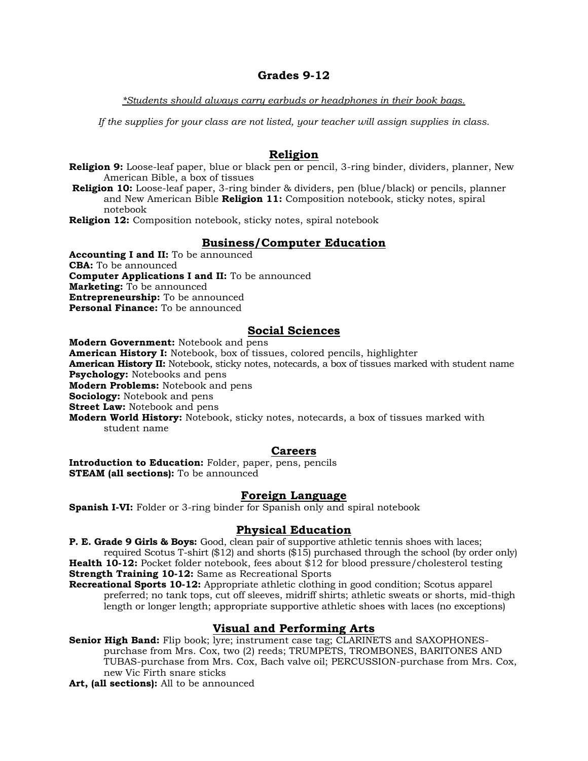## Grades 9-12

*\*Students should always carry earbuds or headphones in their book bags.*

*If the supplies for your class are not listed, your teacher will assign supplies in class.*

### Religion

**Religion 9:** Loose-leaf paper, blue or black pen or pencil, 3-ring binder, dividers, planner, New American Bible, a box of tissues

**Religion 10:** Loose-leaf paper, 3-ring binder & dividers, pen (blue/black) or pencils, planner and New American Bible

**Religion 11:** Composition notebook, sticky notes, spiral notebook

**Religion 12:** Composition notebook, sticky notes, spiral notebook

### Business/Computer Education

**Accounting I and II:** To be announced
**CBA:** To be announced
**Computer Applications I and II:** To be announced
**Marketing:** To be announced
**Entrepreneurship:** To be announced
**Personal Finance:** To be announced

### Social Sciences

**Modern Government:** Notebook and pens
**American History I:** Notebook, box of tissues, colored pencils, highlighter
**American History II:** Notebook, sticky notes, notecards, a box of tissues marked with student name
**Psychology:** Notebooks and pens
**Modern Problems:** Notebook and pens
**Sociology:** Notebook and pens
**Street Law:** Notebook and pens
**Modern World History:** Notebook, sticky notes, notecards, a box of tissues marked with student name

### Careers

**Introduction to Education:** Folder, paper, pens, pencils
**STEAM (all sections):** To be announced

### Foreign Language

**Spanish I-VI:** Folder or 3-ring binder for Spanish only and spiral notebook

### Physical Education

**P. E. Grade 9 Girls & Boys:** Good, clean pair of supportive athletic tennis shoes with laces; required Scotus T-shirt ($12) and shorts ($15) purchased through the school (by order only)
**Health 10-12:** Pocket folder notebook, fees about $12 for blood pressure/cholesterol testing
**Strength Training 10-12:** Same as Recreational Sports
**Recreational Sports 10-12:** Appropriate athletic clothing in good condition; Scotus apparel preferred; no tank tops, cut off sleeves, midriff shirts; athletic sweats or shorts, mid-thigh length or longer length; appropriate supportive athletic shoes with laces (no exceptions)

### Visual and Performing Arts

**Senior High Band:** Flip book; lyre; instrument case tag; CLARINETS and SAXOPHONES-purchase from Mrs. Cox, two (2) reeds; TRUMPETS, TROMBONES, BARITONES AND TUBAS-purchase from Mrs. Cox, Bach valve oil; PERCUSSION-purchase from Mrs. Cox, new Vic Firth snare sticks
**Art, (all sections):** All to be announced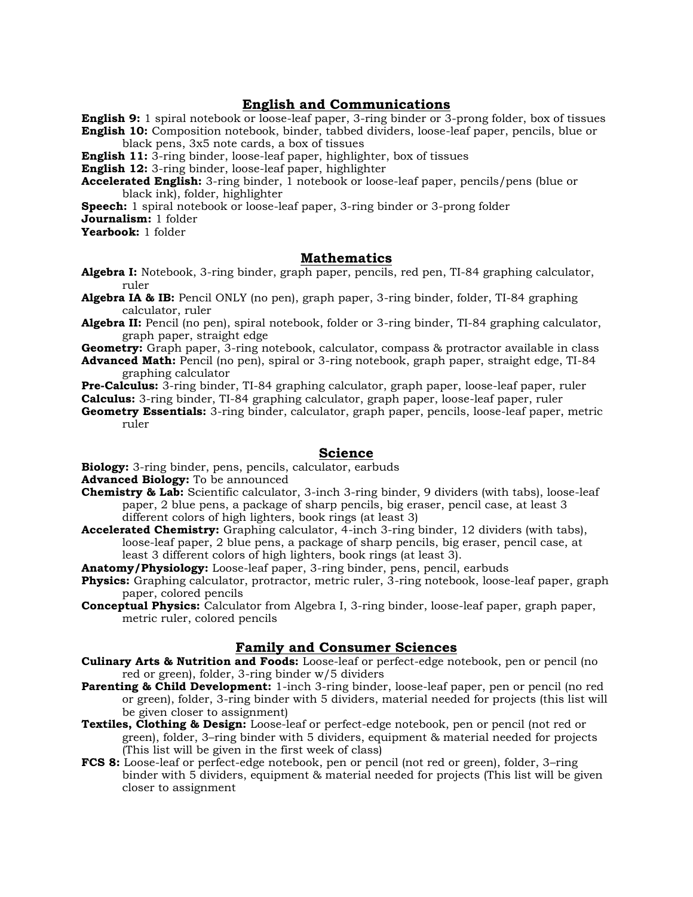## English and Communications

**English 9:** 1 spiral notebook or loose-leaf paper, 3-ring binder or 3-prong folder, box of tissues

**English 10:** Composition notebook, binder, tabbed dividers, loose-leaf paper, pencils, blue or black pens, 3x5 note cards, a box of tissues

**English 11:** 3-ring binder, loose-leaf paper, highlighter, box of tissues

**English 12:** 3-ring binder, loose-leaf paper, highlighter

**Accelerated English:** 3-ring binder, 1 notebook or loose-leaf paper, pencils/pens (blue or black ink), folder, highlighter

**Speech:** 1 spiral notebook or loose-leaf paper, 3-ring binder or 3-prong folder

**Journalism:** 1 folder

**Yearbook:** 1 folder

## Mathematics

**Algebra I:** Notebook, 3-ring binder, graph paper, pencils, red pen, TI-84 graphing calculator, ruler

**Algebra IA & IB:** Pencil ONLY (no pen), graph paper, 3-ring binder, folder, TI-84 graphing calculator, ruler

**Algebra II:** Pencil (no pen), spiral notebook, folder or 3-ring binder, TI-84 graphing calculator, graph paper, straight edge

**Geometry:** Graph paper, 3-ring notebook, calculator, compass & protractor available in class

**Advanced Math:** Pencil (no pen), spiral or 3-ring notebook, graph paper, straight edge, TI-84 graphing calculator

**Pre-Calculus:** 3-ring binder, TI-84 graphing calculator, graph paper, loose-leaf paper, ruler

**Calculus:** 3-ring binder, TI-84 graphing calculator, graph paper, loose-leaf paper, ruler

**Geometry Essentials:** 3-ring binder, calculator, graph paper, pencils, loose-leaf paper, metric ruler

## Science

**Biology:** 3-ring binder, pens, pencils, calculator, earbuds

**Advanced Biology:** To be announced

**Chemistry & Lab:** Scientific calculator, 3-inch 3-ring binder, 9 dividers (with tabs), loose-leaf paper, 2 blue pens, a package of sharp pencils, big eraser, pencil case, at least 3 different colors of high lighters, book rings (at least 3)

**Accelerated Chemistry:** Graphing calculator, 4-inch 3-ring binder, 12 dividers (with tabs), loose-leaf paper, 2 blue pens, a package of sharp pencils, big eraser, pencil case, at least 3 different colors of high lighters, book rings (at least 3).

**Anatomy/Physiology:** Loose-leaf paper, 3-ring binder, pens, pencil, earbuds

**Physics:** Graphing calculator, protractor, metric ruler, 3-ring notebook, loose-leaf paper, graph paper, colored pencils

**Conceptual Physics:** Calculator from Algebra I, 3-ring binder, loose-leaf paper, graph paper, metric ruler, colored pencils

## Family and Consumer Sciences

**Culinary Arts & Nutrition and Foods:** Loose-leaf or perfect-edge notebook, pen or pencil (no red or green), folder, 3-ring binder w/5 dividers

**Parenting & Child Development:** 1-inch 3-ring binder, loose-leaf paper, pen or pencil (no red or green), folder, 3-ring binder with 5 dividers, material needed for projects (this list will be given closer to assignment)

**Textiles, Clothing & Design:** Loose-leaf or perfect-edge notebook, pen or pencil (not red or green), folder, 3–ring binder with 5 dividers, equipment & material needed for projects (This list will be given in the first week of class)

**FCS 8:** Loose-leaf or perfect-edge notebook, pen or pencil (not red or green), folder, 3–ring binder with 5 dividers, equipment & material needed for projects (This list will be given closer to assignment